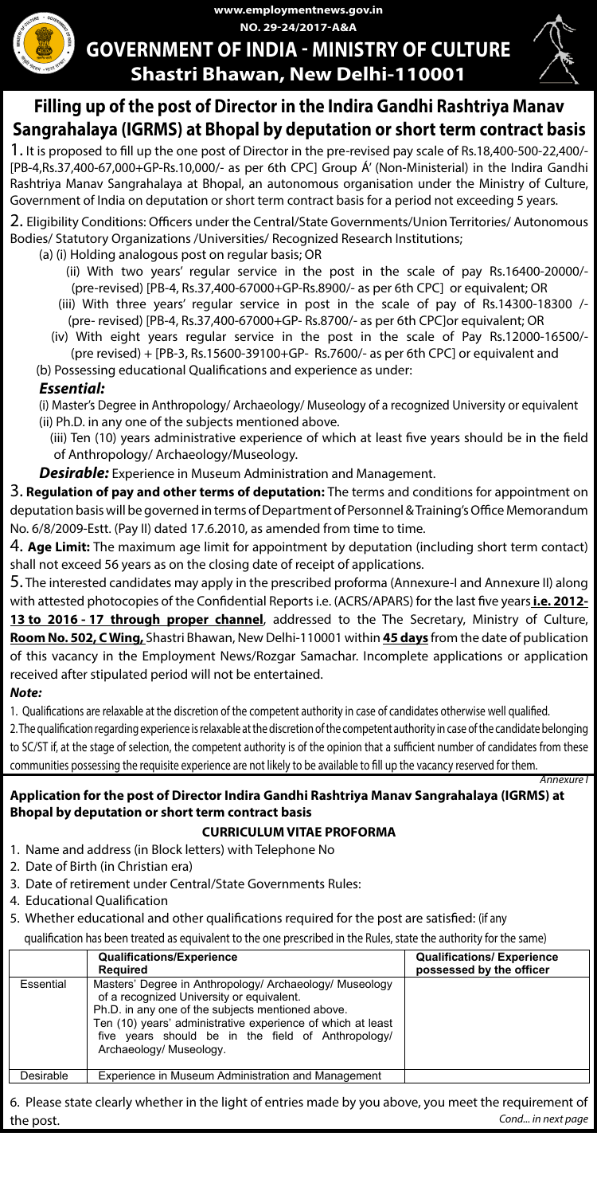www.employmentnews.gov.in

NO. 29-24/2017-A&A

# GOVERNMENT OF INDIA - MINISTRY OF CULTURE

## Shastri Bhawan, New Delhi-110001

## Filling up of the post of Director in the Indira Gandhi Rashtriya Manav Sangrahalaya (IGRMS) at Bhopal by deputation or short term contract basis

1. It is proposed to fill up the one post of Director in the pre-revised pay scale of Rs.18,400-500-22,400/- [PB-4,Rs.37,400-67,000+GP-Rs.10,000/- as per 6th CPC] Group Á' (Non-Ministerial) in the Indira Gandhi Rashtriya Manav Sangrahalaya at Bhopal, an autonomous organisation under the Ministry of Culture, Government of India on deputation or short term contract basis for a period not exceeding 5 years.

2. Eligibility Conditions: Officers under the Central/State Governments/Union Territories/ Autonomous Bodies/ Statutory Organizations /Universities/ Recognized Research Institutions;

(a) (i) Holding analogous post on regular basis; OR

(ii) With two years' regular service in the post in the scale of pay Rs.16400-20000/- (pre-revised) [PB-4, Rs.37,400-67000+GP-Rs.8900/- as per 6th CPC] or equivalent; OR

(iii) With three years' regular service in post in the scale of pay of Rs.14300-18300 /- (pre- revised) [PB-4, Rs.37,400-67000+GP- Rs.8700/- as per 6th CPC]or equivalent; OR

(iv) With eight years regular service in the post in the scale of Pay Rs.12000-16500/- (pre revised) + [PB-3, Rs.15600-39100+GP- Rs.7600/- as per 6th CPC] or equivalent and

(b) Possessing educational Qualifications and experience as under:

***Essential:***

(i) Master's Degree in Anthropology/ Archaeology/ Museology of a recognized University or equivalent

(ii) Ph.D. in any one of the subjects mentioned above.

(iii) Ten (10) years administrative experience of which at least five years should be in the field of Anthropology/ Archaeology/Museology.

***Desirable:*** Experience in Museum Administration and Management.

3. **Regulation of pay and other terms of deputation:** The terms and conditions for appointment on deputation basis will be governed in terms of Department of Personnel & Training's Office Memorandum No. 6/8/2009-Estt. (Pay II) dated 17.6.2010, as amended from time to time.

4. **Age Limit:** The maximum age limit for appointment by deputation (including short term contact) shall not exceed 56 years as on the closing date of receipt of applications.

5. The interested candidates may apply in the prescribed proforma (Annexure-I and Annexure II) along with attested photocopies of the Confidential Reports i.e. (ACRS/APARS) for the last five years **i.e. 2012-13 to 2016 - 17 through proper channel**, addressed to the The Secretary, Ministry of Culture, **Room No. 502, C Wing,** Shastri Bhawan, New Delhi-110001 within **45 days** from the date of publication of this vacancy in the Employment News/Rozgar Samachar. Incomplete applications or application received after stipulated period will not be entertained.

***Note:***

1. Qualifications are relaxable at the discretion of the competent authority in case of candidates otherwise well qualified.

2. The qualification regarding experience is relaxable at the discretion of the competent authority in case of the candidate belonging to SC/ST if, at the stage of selection, the competent authority is of the opinion that a sufficient number of candidates from these communities possessing the requisite experience are not likely to be available to fill up the vacancy reserved for them.

*Annexure I*

### Application for the post of Director Indira Gandhi Rashtriya Manav Sangrahalaya (IGRMS) at Bhopal by deputation or short term contract basis

#### CURRICULUM VITAE PROFORMA

1. Name and address (in Block letters) with Telephone No
2. Date of Birth (in Christian era)
3. Date of retirement under Central/State Governments Rules:
4. Educational Qualification
5. Whether educational and other qualifications required for the post are satisfied: (if any qualification has been treated as equivalent to the one prescribed in the Rules, state the authority for the same)

| | Qualifications/Experience Required | Qualifications/ Experience possessed by the officer |
|---|---|---|
| Essential | Masters' Degree in Anthropology/ Archaeology/ Museology of a recognized University or equivalent. Ph.D. in any one of the subjects mentioned above. Ten (10) years' administrative experience of which at least five years should be in the field of Anthropology/ Archaeology/ Museology. | |
| Desirable | Experience in Museum Administration and Management | |

6. Please state clearly whether in the light of entries made by you above, you meet the requirement of the post.

*Cond... in next page*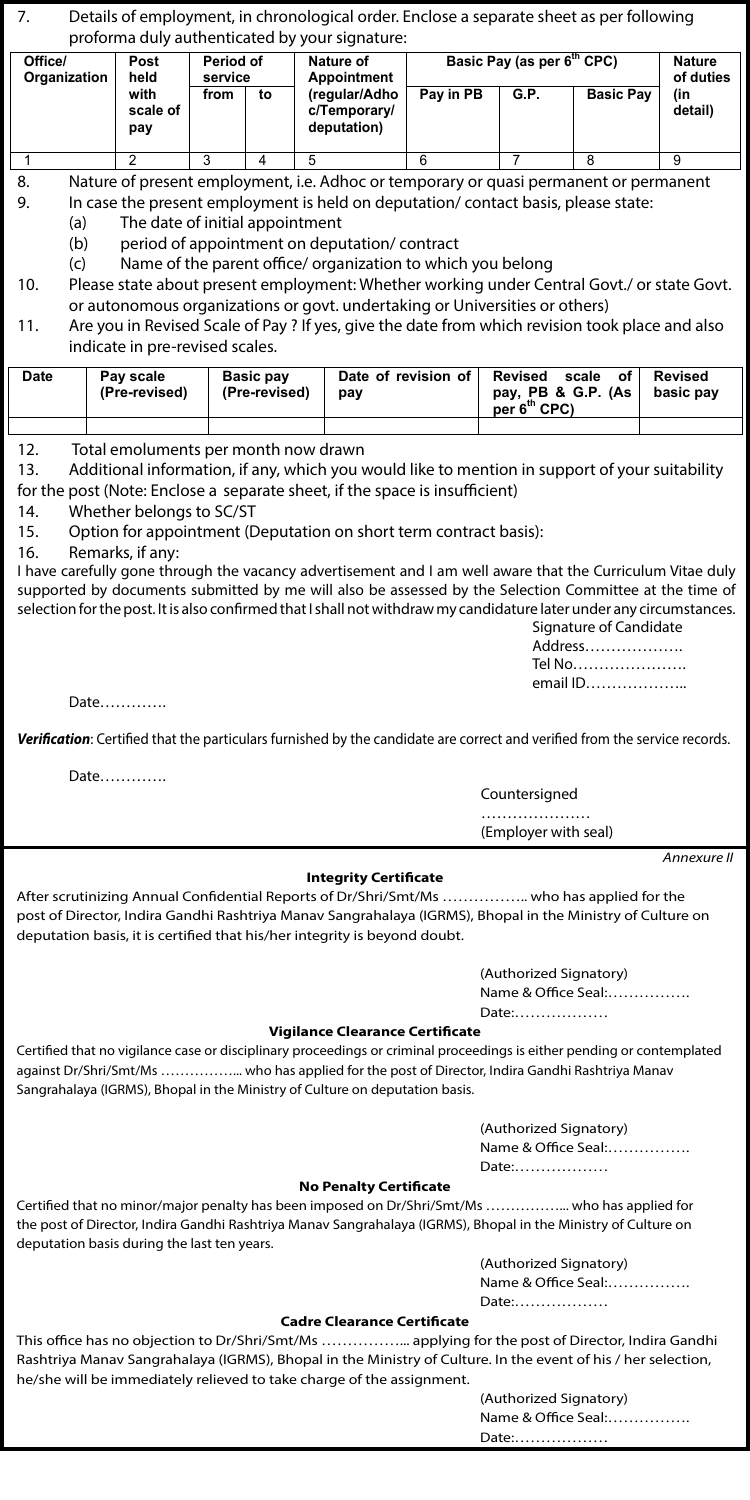7. Details of employment, in chronological order. Enclose a separate sheet as per following proforma duly authenticated by your signature:

| Office/ Organization | Post held with scale of pay | Period of service | | Nature of Appointment (regular/Adhoc/Temporary/ deputation) | Basic Pay (as per 6th CPC) | | | Nature of duties (in detail) |
|---|---|---|---|---|---|---|---|---|
| | | from | to | | Pay in PB | G.P. | Basic Pay | |
| 1 | 2 | 3 | 4 | 5 | 6 | 7 | 8 | 9 |

8. Nature of present employment, i.e. Adhoc or temporary or quasi permanent or permanent
9. In case the present employment is held on deputation/ contact basis, please state:
   (a) The date of initial appointment
   (b) period of appointment on deputation/ contract
   (c) Name of the parent office/ organization to which you belong
10. Please state about present employment: Whether working under Central Govt./ or state Govt. or autonomous organizations or govt. undertaking or Universities or others)
11. Are you in Revised Scale of Pay ? If yes, give the date from which revision took place and also indicate in pre-revised scales.

| Date | Pay scale (Pre-revised) | Basic pay (Pre-revised) | Date of revision of pay | Revised scale of pay, PB & G.P. (As per 6th CPC) | Revised basic pay |
|---|---|---|---|---|---|
| | | | | | |

12. Total emoluments per month now drawn
13. Additional information, if any, which you would like to mention in support of your suitability for the post (Note: Enclose a separate sheet, if the space is insufficient)
14. Whether belongs to SC/ST
15. Option for appointment (Deputation on short term contract basis):
16. Remarks, if any:

I have carefully gone through the vacancy advertisement and I am well aware that the Curriculum Vitae duly supported by documents submitted by me will also be assessed by the Selection Committee at the time of selection for the post. It is also confirmed that I shall not withdraw my candidature later under any circumstances.

Signature of Candidate
Address……………….
Tel No………………….
email ID………………..

Date………….

***Verification***: Certified that the particulars furnished by the candidate are correct and verified from the service records.

Date………….

Countersigned
…………………
(Employer with seal)

*Annexure II*

### Integrity Certificate

After scrutinizing Annual Confidential Reports of Dr/Shri/Smt/Ms …………….. who has applied for the post of Director, Indira Gandhi Rashtriya Manav Sangrahalaya (IGRMS), Bhopal in the Ministry of Culture on deputation basis, it is certified that his/her integrity is beyond doubt.

(Authorized Signatory)
Name & Office Seal:…………….
Date:………………

### Vigilance Clearance Certificate

Certified that no vigilance case or disciplinary proceedings or criminal proceedings is either pending or contemplated against Dr/Shri/Smt/Ms ……………... who has applied for the post of Director, Indira Gandhi Rashtriya Manav Sangrahalaya (IGRMS), Bhopal in the Ministry of Culture on deputation basis.

(Authorized Signatory)
Name & Office Seal:…………….
Date:………………

### No Penalty Certificate

Certified that no minor/major penalty has been imposed on Dr/Shri/Smt/Ms ……………... who has applied for the post of Director, Indira Gandhi Rashtriya Manav Sangrahalaya (IGRMS), Bhopal in the Ministry of Culture on deputation basis during the last ten years.

(Authorized Signatory)
Name & Office Seal:…………….
Date:………………

### Cadre Clearance Certificate

This office has no objection to Dr/Shri/Smt/Ms ……………... applying for the post of Director, Indira Gandhi Rashtriya Manav Sangrahalaya (IGRMS), Bhopal in the Ministry of Culture. In the event of his / her selection, he/she will be immediately relieved to take charge of the assignment.

(Authorized Signatory)
Name & Office Seal:…………….
Date:………………